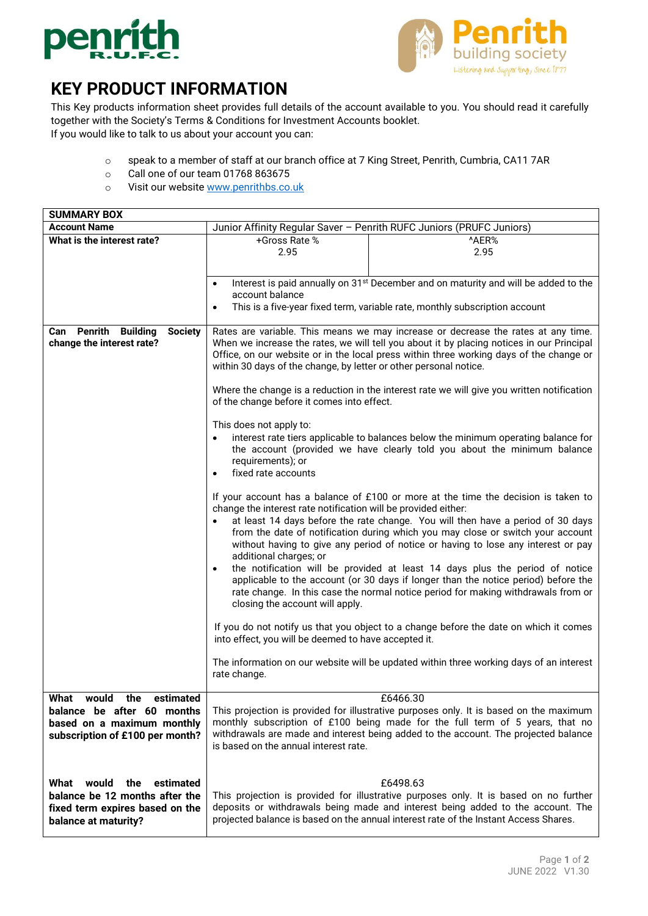# KEY PRODUCT INFORMATION

This Key products information sheet provides full details of the account available to you. You should read it carefully together with the Society's Terms & Conditions for Investment Accounts booklet.
If you would like to talk to us about your account you can:

- speak to a member of staff at our branch office at 7 King Street, Penrith, Cumbria, CA11 7AR
- Call one of our team 01768 863675
- Visit our website www.penrithbs.co.uk

| SUMMARY BOX | | |
|---|---|---|
| **Account Name** | Junior Affinity Regular Saver – Penrith RUFC Juniors (PRUFC Juniors) | |
| **What is the interest rate?** | +Gross Rate % 2.95 | ^AER% 2.95 |
| | • Interest is paid annually on 31st December and on maturity and will be added to the account balance<br>• This is a five-year fixed term, variable rate, monthly subscription account | |
| **Can Penrith Building Society change the interest rate?** | Rates are variable. This means we may increase or decrease the rates at any time. When we increase the rates, we will tell you about it by placing notices in our Principal Office, on our website or in the local press within three working days of the change or within 30 days of the change, by letter or other personal notice.<br><br>Where the change is a reduction in the interest rate we will give you written notification of the change before it comes into effect.<br><br>This does not apply to:<br>• interest rate tiers applicable to balances below the minimum operating balance for the account (provided we have clearly told you about the minimum balance requirements); or<br>• fixed rate accounts<br><br>If your account has a balance of £100 or more at the time the decision is taken to change the interest rate notification will be provided either:<br>• at least 14 days before the rate change. You will then have a period of 30 days from the date of notification during which you may close or switch your account without having to give any period of notice or having to lose any interest or pay additional charges; or<br>• the notification will be provided at least 14 days plus the period of notice applicable to the account (or 30 days if longer than the notice period) before the rate change. In this case the normal notice period for making withdrawals from or closing the account will apply.<br><br>If you do not notify us that you object to a change before the date on which it comes into effect, you will be deemed to have accepted it.<br><br>The information on our website will be updated within three working days of an interest rate change. | |
| **What would the estimated balance be after 60 months based on a maximum monthly subscription of £100 per month?** | £6466.30<br>This projection is provided for illustrative purposes only. It is based on the maximum monthly subscription of £100 being made for the full term of 5 years, that no withdrawals are made and interest being added to the account. The projected balance is based on the annual interest rate.<br><br>£6498.63<br>This projection is provided for illustrative purposes only. It is based on no further deposits or withdrawals being made and interest being added to the account. The projected balance is based on the annual interest rate of the Instant Access Shares. | |
| **What would the estimated balance be 12 months after the fixed term expires based on the balance at maturity?** | | |

JUNE 2022 V1.30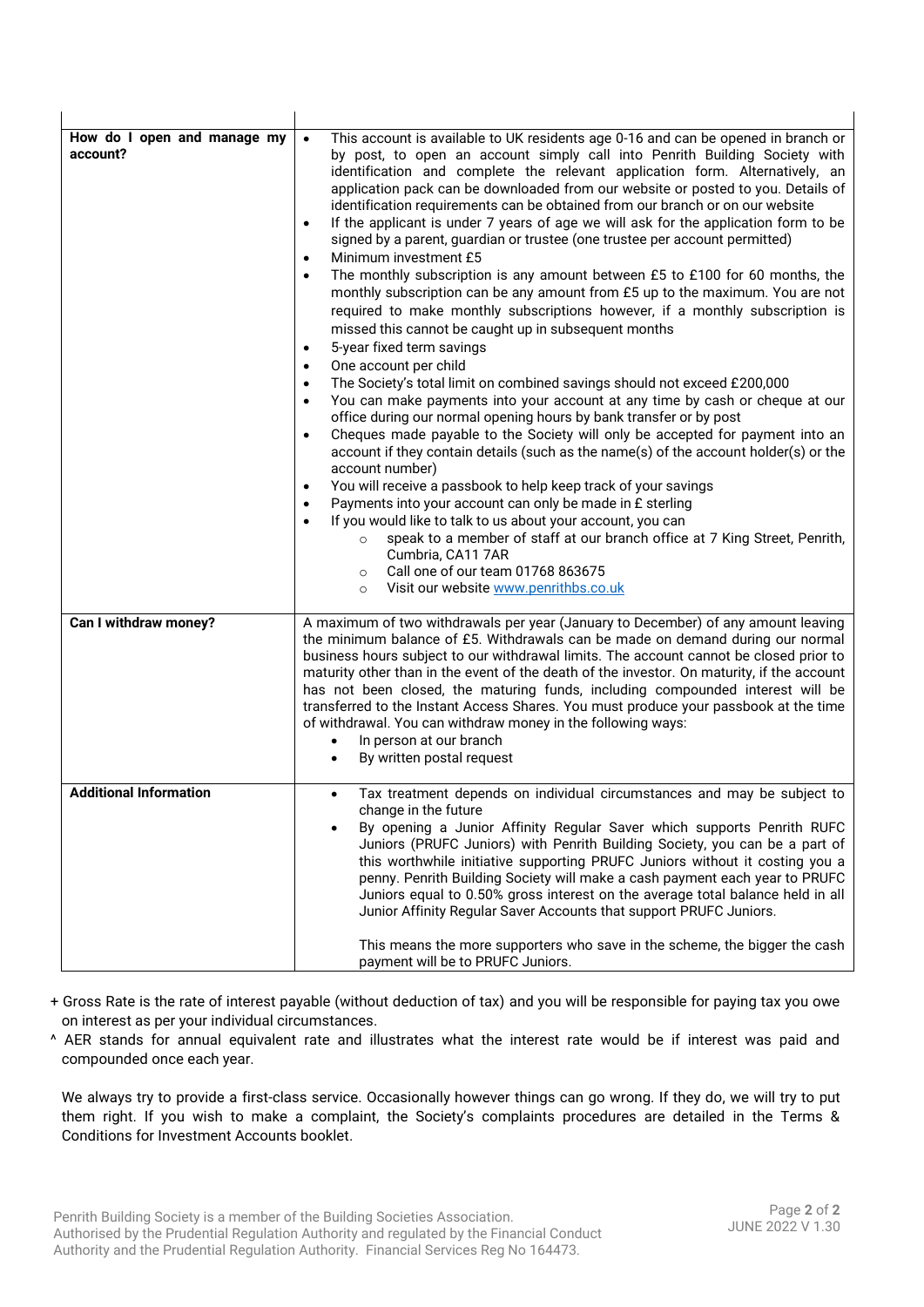| | |
|---|---|
| **How do I open and manage my account?** | • This account is available to UK residents age 0-16 and can be opened in branch or by post, to open an account simply call into Penrith Building Society with identification and complete the relevant application form. Alternatively, an application pack can be downloaded from our website or posted to you. Details of identification requirements can be obtained from our branch or on our website<br>• If the applicant is under 7 years of age we will ask for the application form to be signed by a parent, guardian or trustee (one trustee per account permitted)<br>• Minimum investment £5<br>• The monthly subscription is any amount between £5 to £100 for 60 months, the monthly subscription can be any amount from £5 up to the maximum. You are not required to make monthly subscriptions however, if a monthly subscription is missed this cannot be caught up in subsequent months<br>• 5-year fixed term savings<br>• One account per child<br>• The Society's total limit on combined savings should not exceed £200,000<br>• You can make payments into your account at any time by cash or cheque at our office during our normal opening hours by bank transfer or by post<br>• Cheques made payable to the Society will only be accepted for payment into an account if they contain details (such as the name(s) of the account holder(s) or the account number)<br>• You will receive a passbook to help keep track of your savings<br>• Payments into your account can only be made in £ sterling<br>• If you would like to talk to us about your account, you can<br>  ○ speak to a member of staff at our branch office at 7 King Street, Penrith, Cumbria, CA11 7AR<br>  ○ Call one of our team 01768 863675<br>  ○ Visit our website www.penrithbs.co.uk |
| **Can I withdraw money?** | A maximum of two withdrawals per year (January to December) of any amount leaving the minimum balance of £5. Withdrawals can be made on demand during our normal business hours subject to our withdrawal limits. The account cannot be closed prior to maturity other than in the event of the death of the investor. On maturity, if the account has not been closed, the maturing funds, including compounded interest will be transferred to the Instant Access Shares. You must produce your passbook at the time of withdrawal. You can withdraw money in the following ways:<br>• In person at our branch<br>• By written postal request |
| **Additional Information** | • Tax treatment depends on individual circumstances and may be subject to change in the future<br>• By opening a Junior Affinity Regular Saver which supports Penrith RUFC Juniors (PRUFC Juniors) with Penrith Building Society, you can be a part of this worthwhile initiative supporting PRUFC Juniors without it costing you a penny. Penrith Building Society will make a cash payment each year to PRUFC Juniors equal to 0.50% gross interest on the average total balance held in all Junior Affinity Regular Saver Accounts that support PRUFC Juniors.<br><br>This means the more supporters who save in the scheme, the bigger the cash payment will be to PRUFC Juniors. |

+ Gross Rate is the rate of interest payable (without deduction of tax) and you will be responsible for paying tax you owe on interest as per your individual circumstances.

^ AER stands for annual equivalent rate and illustrates what the interest rate would be if interest was paid and compounded once each year.

We always try to provide a first-class service. Occasionally however things can go wrong. If they do, we will try to put them right. If you wish to make a complaint, the Society's complaints procedures are detailed in the Terms & Conditions for Investment Accounts booklet.

Penrith Building Society is a member of the Building Societies Association.
Authorised by the Prudential Regulation Authority and regulated by the Financial Conduct Authority and the Prudential Regulation Authority. Financial Services Reg No 164473.

JUNE 2022 V 1.30